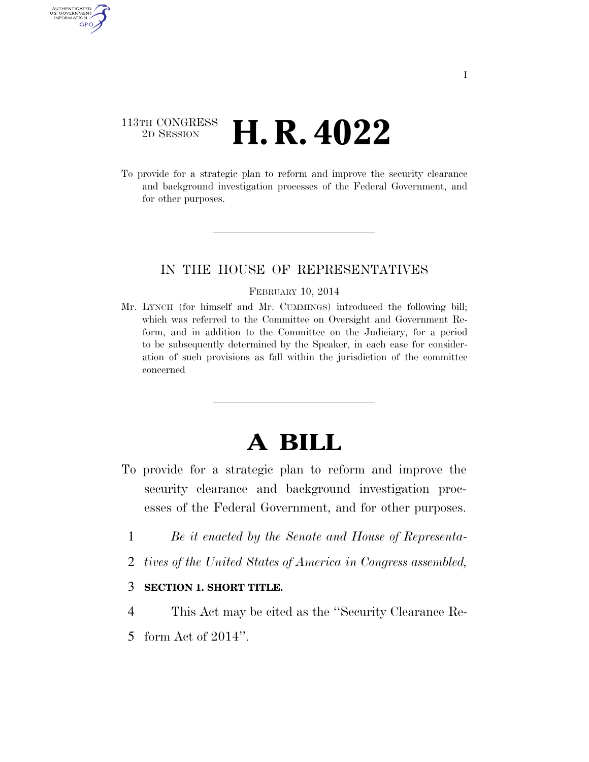113TH CONGRESS
2D SESSION

# H. R. 4022

To provide for a strategic plan to reform and improve the security clearance and background investigation processes of the Federal Government, and for other purposes.

IN THE HOUSE OF REPRESENTATIVES

FEBRUARY 10, 2014

Mr. LYNCH (for himself and Mr. CUMMINGS) introduced the following bill; which was referred to the Committee on Oversight and Government Reform, and in addition to the Committee on the Judiciary, for a period to be subsequently determined by the Speaker, in each case for consideration of such provisions as fall within the jurisdiction of the committee concerned

# A BILL

To provide for a strategic plan to reform and improve the security clearance and background investigation processes of the Federal Government, and for other purposes.

*Be it enacted by the Senate and House of Representatives of the United States of America in Congress assembled,*

**SECTION 1. SHORT TITLE.**

This Act may be cited as the ''Security Clearance Reform Act of 2014''.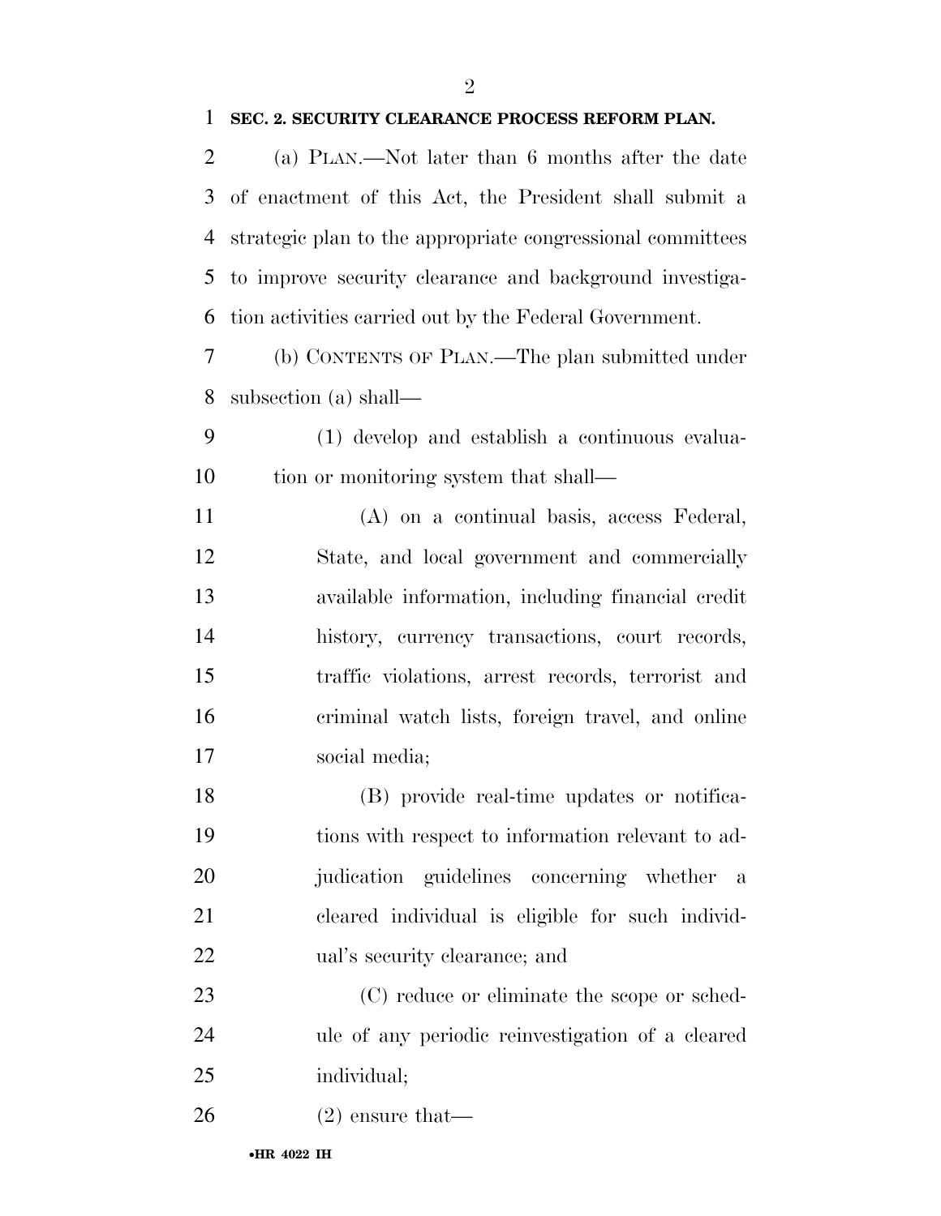**SEC. 2. SECURITY CLEARANCE PROCESS REFORM PLAN.**

(a) PLAN.—Not later than 6 months after the date of enactment of this Act, the President shall submit a strategic plan to the appropriate congressional committees to improve security clearance and background investigation activities carried out by the Federal Government.

(b) CONTENTS OF PLAN.—The plan submitted under subsection (a) shall—

(1) develop and establish a continuous evaluation or monitoring system that shall—

(A) on a continual basis, access Federal, State, and local government and commercially available information, including financial credit history, currency transactions, court records, traffic violations, arrest records, terrorist and criminal watch lists, foreign travel, and online social media;

(B) provide real-time updates or notifications with respect to information relevant to adjudication guidelines concerning whether a cleared individual is eligible for such individual's security clearance; and

(C) reduce or eliminate the scope or schedule of any periodic reinvestigation of a cleared individual;

(2) ensure that—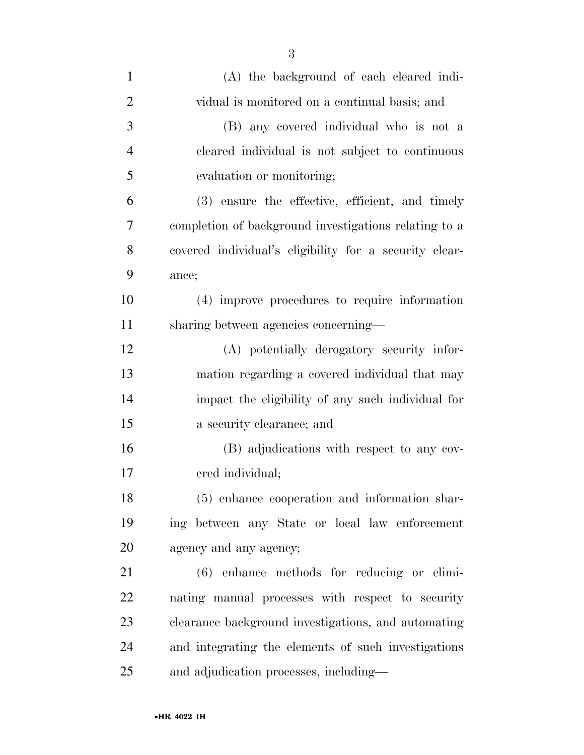(A) the background of each cleared individual is monitored on a continual basis; and

(B) any covered individual who is not a cleared individual is not subject to continuous evaluation or monitoring;

(3) ensure the effective, efficient, and timely completion of background investigations relating to a covered individual's eligibility for a security clearance;

(4) improve procedures to require information sharing between agencies concerning—

(A) potentially derogatory security information regarding a covered individual that may impact the eligibility of any such individual for a security clearance; and

(B) adjudications with respect to any covered individual;

(5) enhance cooperation and information sharing between any State or local law enforcement agency and any agency;

(6) enhance methods for reducing or eliminating manual processes with respect to security clearance background investigations, and automating and integrating the elements of such investigations and adjudication processes, including—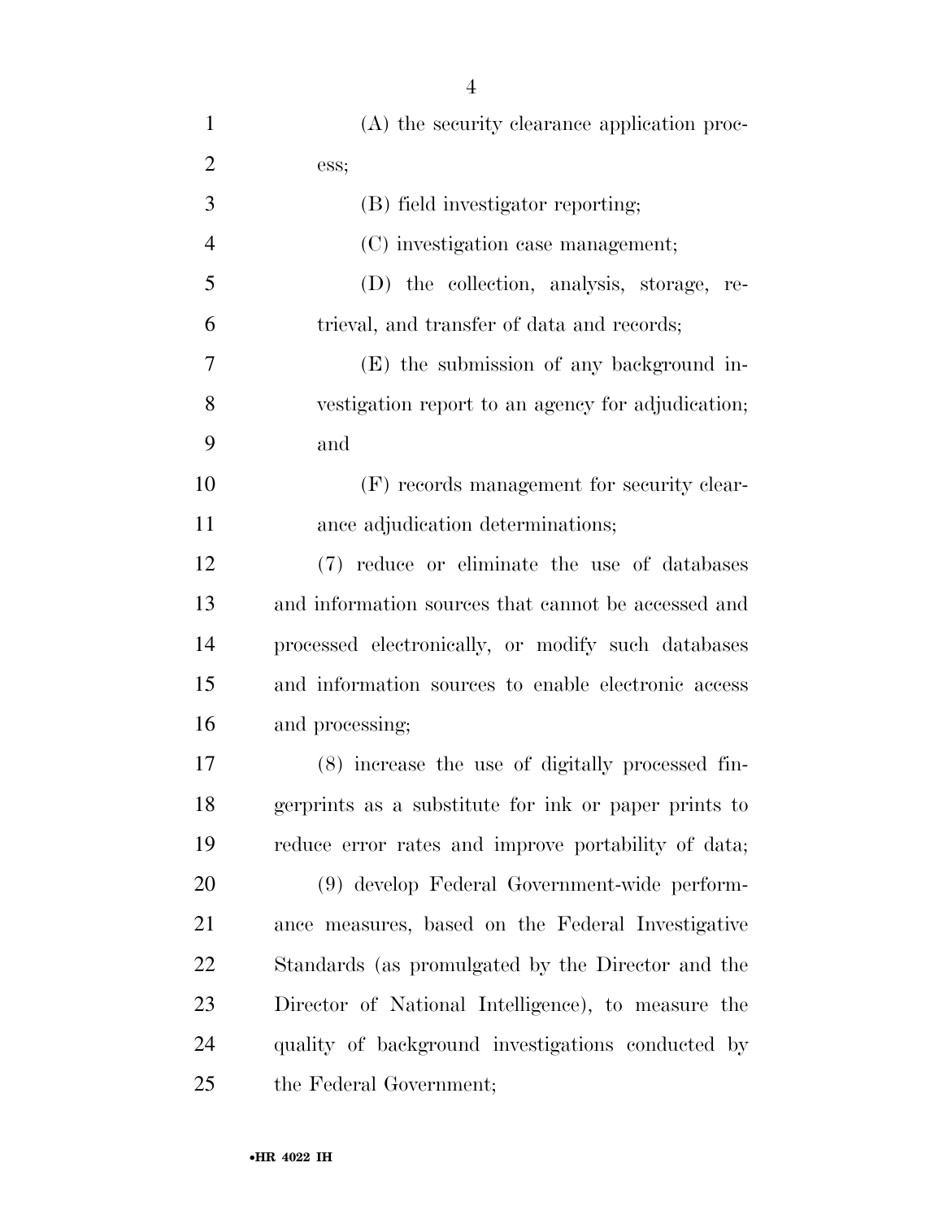(A) the security clearance application process;

(B) field investigator reporting;

(C) investigation case management;

(D) the collection, analysis, storage, retrieval, and transfer of data and records;

(E) the submission of any background investigation report to an agency for adjudication; and

(F) records management for security clearance adjudication determinations;

(7) reduce or eliminate the use of databases and information sources that cannot be accessed and processed electronically, or modify such databases and information sources to enable electronic access and processing;

(8) increase the use of digitally processed fingerprints as a substitute for ink or paper prints to reduce error rates and improve portability of data;

(9) develop Federal Government-wide performance measures, based on the Federal Investigative Standards (as promulgated by the Director and the Director of National Intelligence), to measure the quality of background investigations conducted by the Federal Government;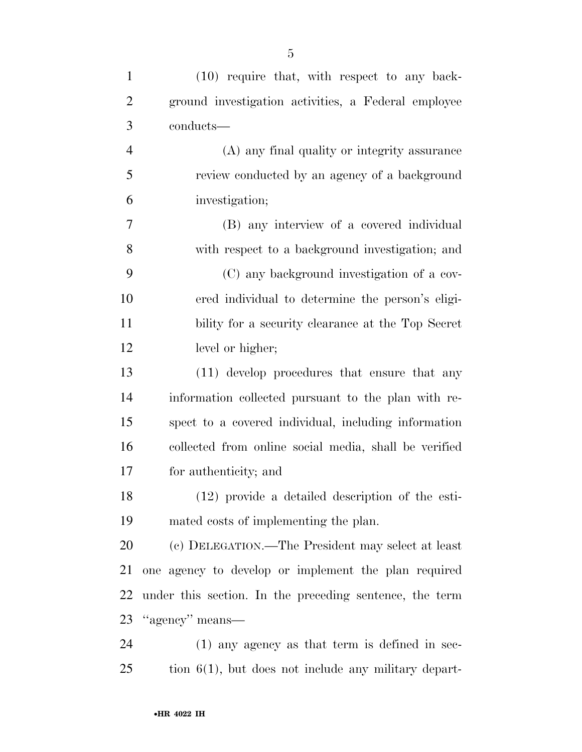(10) require that, with respect to any background investigation activities, a Federal employee conducts—

(A) any final quality or integrity assurance review conducted by an agency of a background investigation;

(B) any interview of a covered individual with respect to a background investigation; and

(C) any background investigation of a covered individual to determine the person's eligibility for a security clearance at the Top Secret level or higher;

(11) develop procedures that ensure that any information collected pursuant to the plan with respect to a covered individual, including information collected from online social media, shall be verified for authenticity; and

(12) provide a detailed description of the estimated costs of implementing the plan.

(c) DELEGATION.—The President may select at least one agency to develop or implement the plan required under this section. In the preceding sentence, the term "agency" means—

(1) any agency as that term is defined in section 6(1), but does not include any military depart-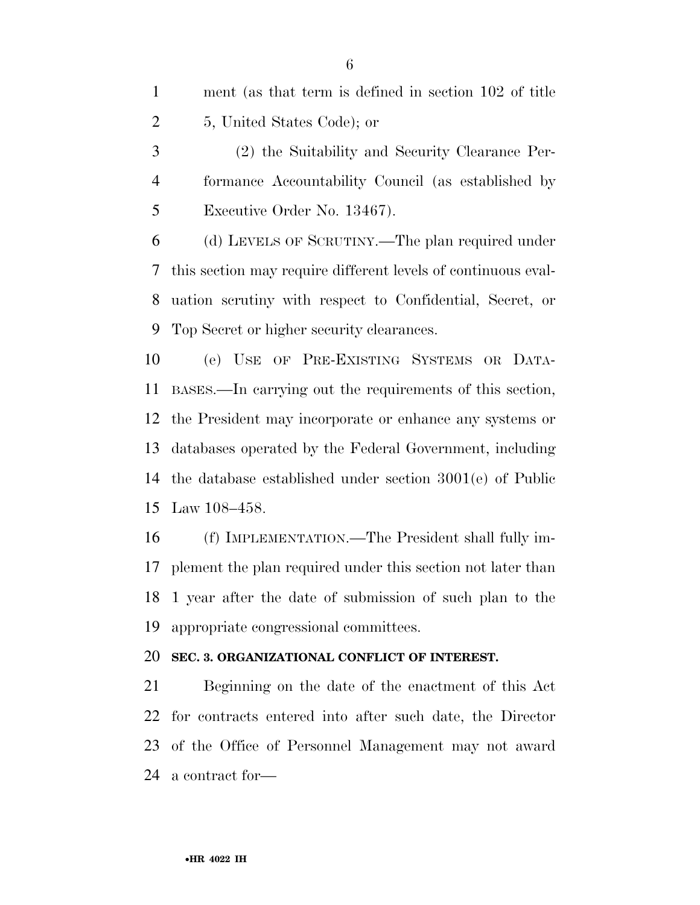ment (as that term is defined in section 102 of title 5, United States Code); or

(2) the Suitability and Security Clearance Performance Accountability Council (as established by Executive Order No. 13467).

(d) LEVELS OF SCRUTINY.—The plan required under this section may require different levels of continuous evaluation scrutiny with respect to Confidential, Secret, or Top Secret or higher security clearances.

(e) USE OF PRE-EXISTING SYSTEMS OR DATABASES.—In carrying out the requirements of this section, the President may incorporate or enhance any systems or databases operated by the Federal Government, including the database established under section 3001(e) of Public Law 108–458.

(f) IMPLEMENTATION.—The President shall fully implement the plan required under this section not later than 1 year after the date of submission of such plan to the appropriate congressional committees.

**SEC. 3. ORGANIZATIONAL CONFLICT OF INTEREST.**

Beginning on the date of the enactment of this Act for contracts entered into after such date, the Director of the Office of Personnel Management may not award a contract for—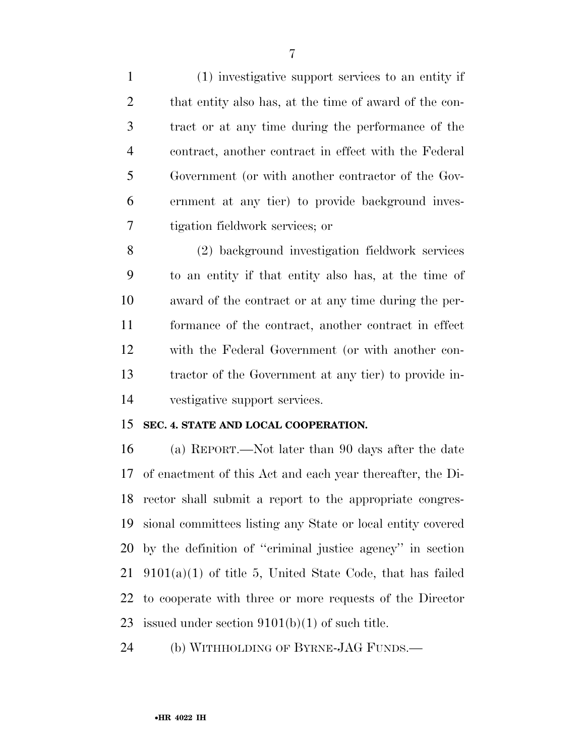(1) investigative support services to an entity if that entity also has, at the time of award of the contract or at any time during the performance of the contract, another contract in effect with the Federal Government (or with another contractor of the Government at any tier) to provide background investigation fieldwork services; or

(2) background investigation fieldwork services to an entity if that entity also has, at the time of award of the contract or at any time during the performance of the contract, another contract in effect with the Federal Government (or with another contractor of the Government at any tier) to provide investigative support services.

**SEC. 4. STATE AND LOCAL COOPERATION.**

(a) REPORT.—Not later than 90 days after the date of enactment of this Act and each year thereafter, the Director shall submit a report to the appropriate congressional committees listing any State or local entity covered by the definition of ''criminal justice agency'' in section 9101(a)(1) of title 5, United State Code, that has failed to cooperate with three or more requests of the Director issued under section 9101(b)(1) of such title.

(b) WITHHOLDING OF BYRNE-JAG FUNDS.—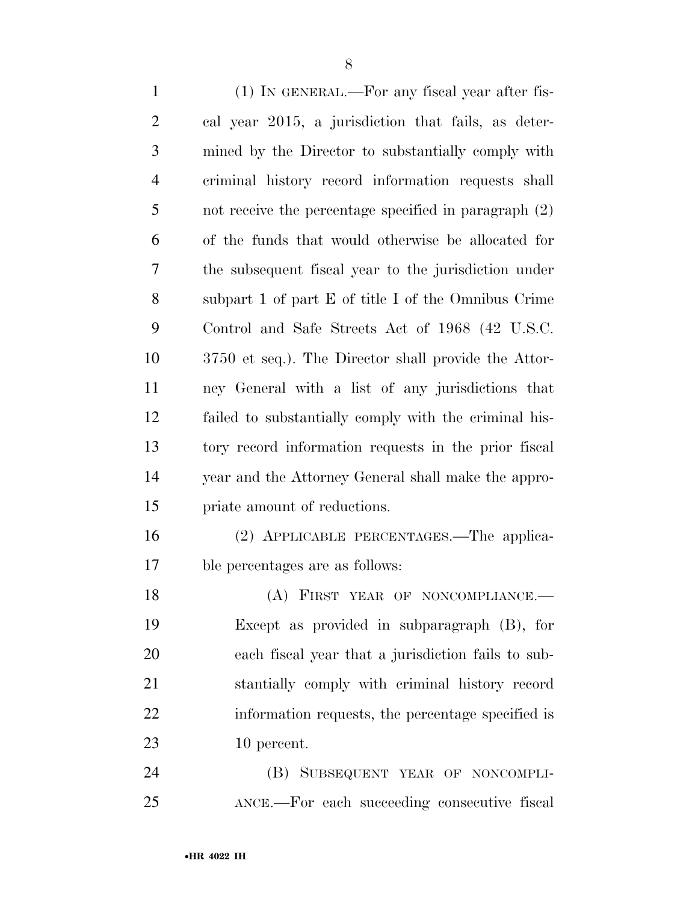(1) IN GENERAL.—For any fiscal year after fiscal year 2015, a jurisdiction that fails, as determined by the Director to substantially comply with criminal history record information requests shall not receive the percentage specified in paragraph (2) of the funds that would otherwise be allocated for the subsequent fiscal year to the jurisdiction under subpart 1 of part E of title I of the Omnibus Crime Control and Safe Streets Act of 1968 (42 U.S.C. 3750 et seq.). The Director shall provide the Attorney General with a list of any jurisdictions that failed to substantially comply with the criminal history record information requests in the prior fiscal year and the Attorney General shall make the appropriate amount of reductions.

(2) APPLICABLE PERCENTAGES.—The applicable percentages are as follows:

(A) FIRST YEAR OF NONCOMPLIANCE.—Except as provided in subparagraph (B), for each fiscal year that a jurisdiction fails to substantially comply with criminal history record information requests, the percentage specified is 10 percent.

(B) SUBSEQUENT YEAR OF NONCOMPLIANCE.—For each succeeding consecutive fiscal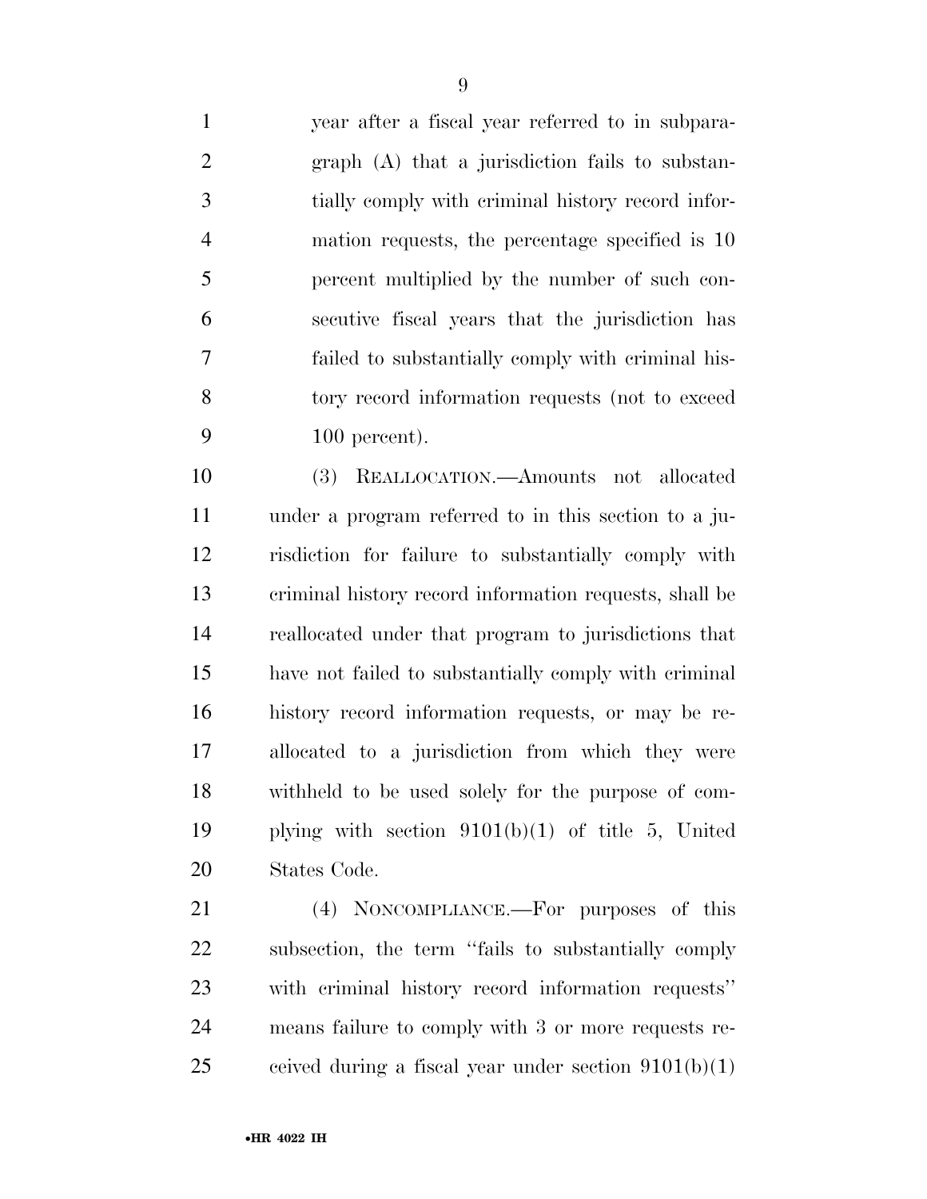year after a fiscal year referred to in subparagraph (A) that a jurisdiction fails to substantially comply with criminal history record information requests, the percentage specified is 10 percent multiplied by the number of such consecutive fiscal years that the jurisdiction has failed to substantially comply with criminal history record information requests (not to exceed 100 percent).

(3) REALLOCATION.—Amounts not allocated under a program referred to in this section to a jurisdiction for failure to substantially comply with criminal history record information requests, shall be reallocated under that program to jurisdictions that have not failed to substantially comply with criminal history record information requests, or may be reallocated to a jurisdiction from which they were withheld to be used solely for the purpose of complying with section 9101(b)(1) of title 5, United States Code.

(4) NONCOMPLIANCE.—For purposes of this subsection, the term ''fails to substantially comply with criminal history record information requests'' means failure to comply with 3 or more requests received during a fiscal year under section 9101(b)(1)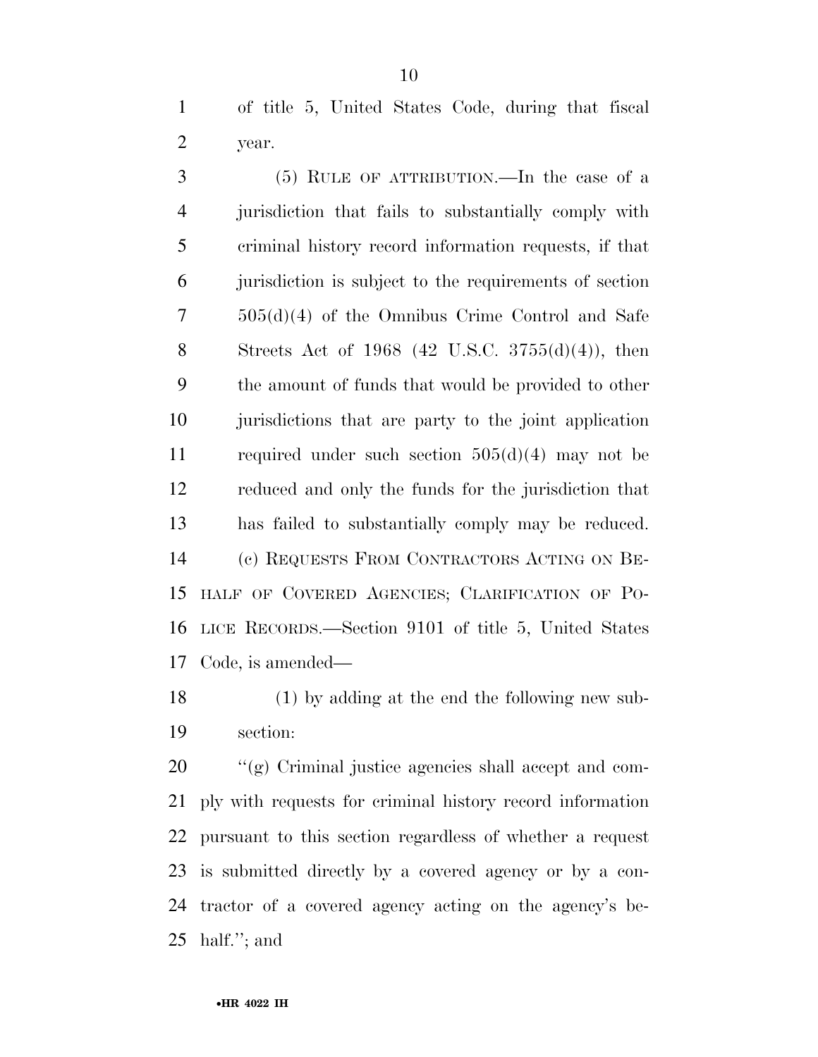of title 5, United States Code, during that fiscal year.

(5) RULE OF ATTRIBUTION.—In the case of a jurisdiction that fails to substantially comply with criminal history record information requests, if that jurisdiction is subject to the requirements of section 505(d)(4) of the Omnibus Crime Control and Safe Streets Act of 1968 (42 U.S.C. 3755(d)(4)), then the amount of funds that would be provided to other jurisdictions that are party to the joint application required under such section 505(d)(4) may not be reduced and only the funds for the jurisdiction that has failed to substantially comply may be reduced.

(c) REQUESTS FROM CONTRACTORS ACTING ON BEHALF OF COVERED AGENCIES; CLARIFICATION OF POLICE RECORDS.—Section 9101 of title 5, United States Code, is amended—

(1) by adding at the end the following new subsection:

''(g) Criminal justice agencies shall accept and comply with requests for criminal history record information pursuant to this section regardless of whether a request is submitted directly by a covered agency or by a contractor of a covered agency acting on the agency's behalf.''; and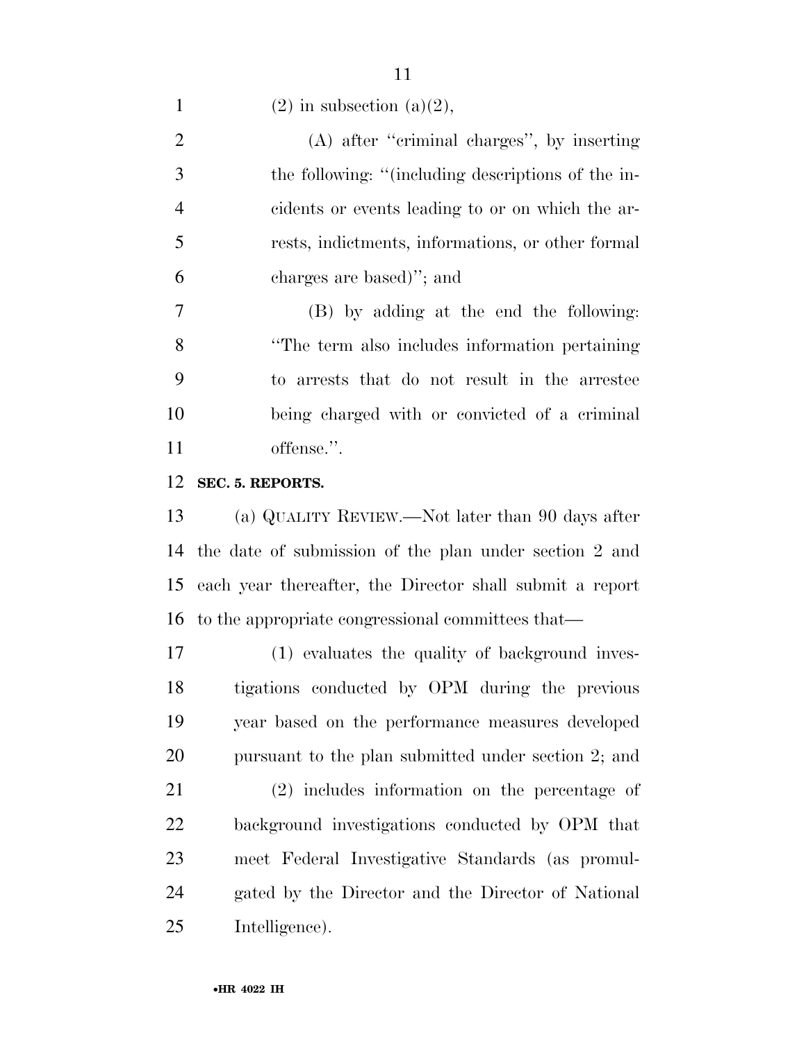(2) in subsection (a)(2),

(A) after ''criminal charges'', by inserting the following: ''(including descriptions of the incidents or events leading to or on which the arrests, indictments, informations, or other formal charges are based)''; and

(B) by adding at the end the following: ''The term also includes information pertaining to arrests that do not result in the arrestee being charged with or convicted of a criminal offense.''.

**SEC. 5. REPORTS.**

(a) QUALITY REVIEW.—Not later than 90 days after the date of submission of the plan under section 2 and each year thereafter, the Director shall submit a report to the appropriate congressional committees that—

(1) evaluates the quality of background investigations conducted by OPM during the previous year based on the performance measures developed pursuant to the plan submitted under section 2; and

(2) includes information on the percentage of background investigations conducted by OPM that meet Federal Investigative Standards (as promulgated by the Director and the Director of National Intelligence).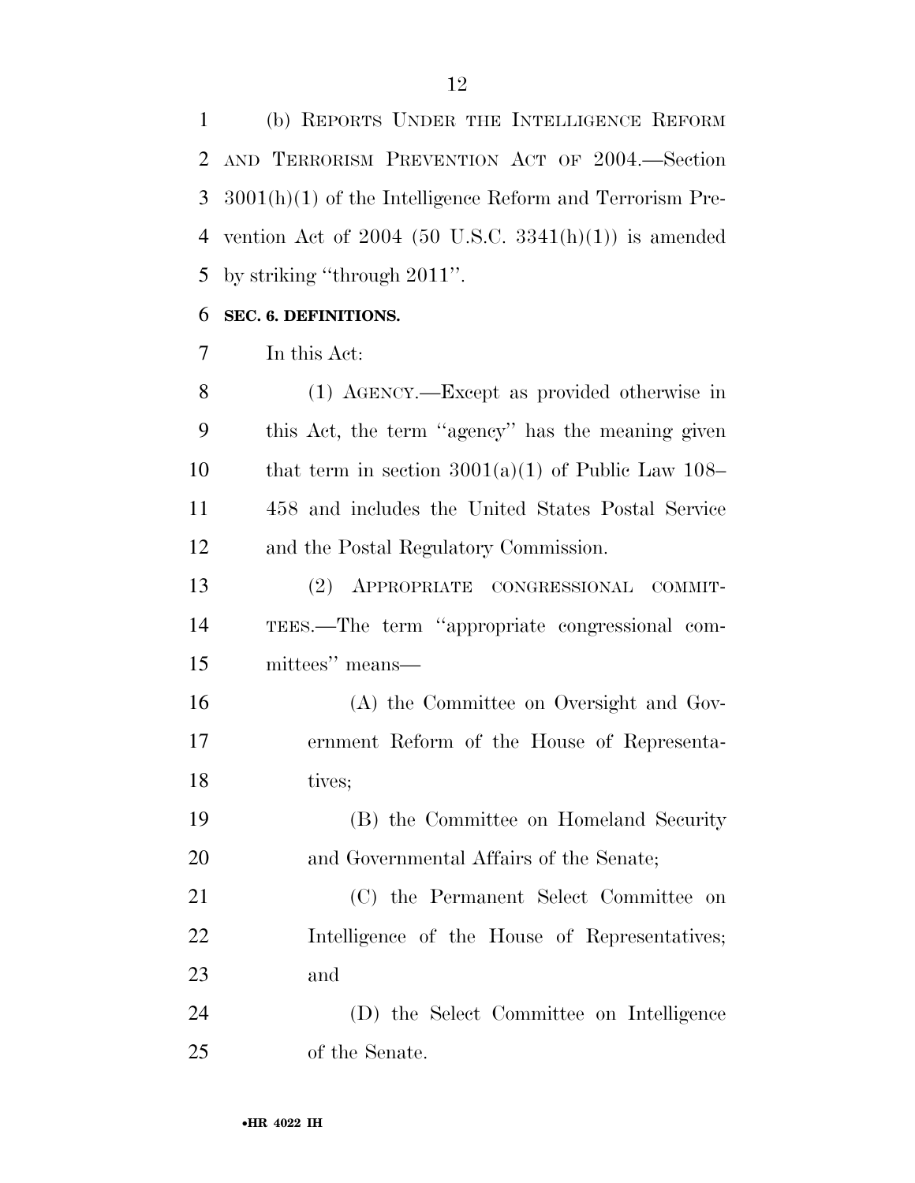(b) REPORTS UNDER THE INTELLIGENCE REFORM AND TERRORISM PREVENTION ACT OF 2004.—Section 3001(h)(1) of the Intelligence Reform and Terrorism Prevention Act of 2004 (50 U.S.C. 3341(h)(1)) is amended by striking ''through 2011''.

## SEC. 6. DEFINITIONS.

In this Act:

(1) AGENCY.—Except as provided otherwise in this Act, the term ''agency'' has the meaning given that term in section 3001(a)(1) of Public Law 108–458 and includes the United States Postal Service and the Postal Regulatory Commission.

(2) APPROPRIATE CONGRESSIONAL COMMITTEES.—The term ''appropriate congressional committees'' means—

(A) the Committee on Oversight and Government Reform of the House of Representatives;

(B) the Committee on Homeland Security and Governmental Affairs of the Senate;

(C) the Permanent Select Committee on Intelligence of the House of Representatives; and

(D) the Select Committee on Intelligence of the Senate.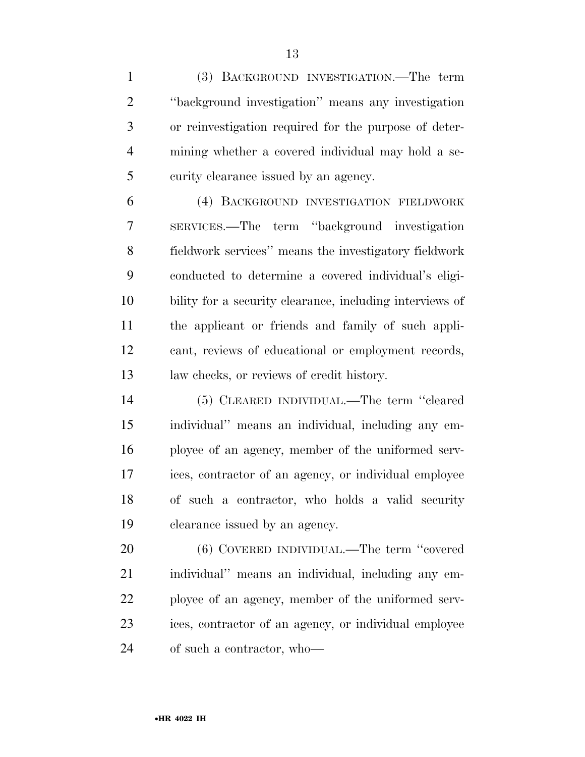(3) BACKGROUND INVESTIGATION.—The term "background investigation" means any investigation or reinvestigation required for the purpose of determining whether a covered individual may hold a security clearance issued by an agency.

(4) BACKGROUND INVESTIGATION FIELDWORK SERVICES.—The term "background investigation fieldwork services" means the investigatory fieldwork conducted to determine a covered individual's eligibility for a security clearance, including interviews of the applicant or friends and family of such applicant, reviews of educational or employment records, law checks, or reviews of credit history.

(5) CLEARED INDIVIDUAL.—The term "cleared individual" means an individual, including any employee of an agency, member of the uniformed services, contractor of an agency, or individual employee of such a contractor, who holds a valid security clearance issued by an agency.

(6) COVERED INDIVIDUAL.—The term "covered individual" means an individual, including any employee of an agency, member of the uniformed services, contractor of an agency, or individual employee of such a contractor, who—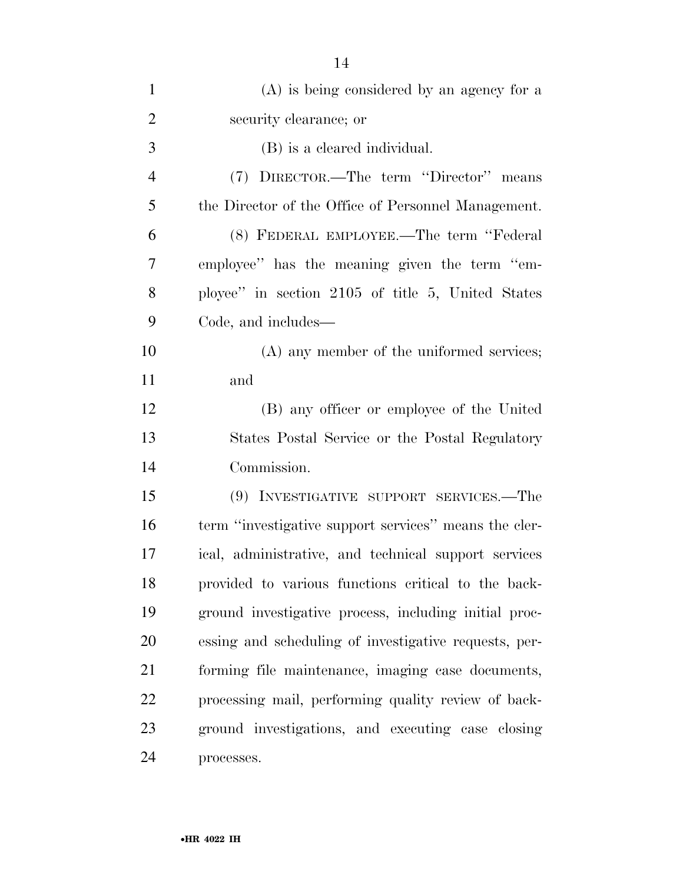(A) is being considered by an agency for a security clearance; or

(B) is a cleared individual.

(7) DIRECTOR.—The term "Director" means the Director of the Office of Personnel Management.

(8) FEDERAL EMPLOYEE.—The term "Federal employee" has the meaning given the term "employee" in section 2105 of title 5, United States Code, and includes—

(A) any member of the uniformed services; and

(B) any officer or employee of the United States Postal Service or the Postal Regulatory Commission.

(9) INVESTIGATIVE SUPPORT SERVICES.—The term "investigative support services" means the clerical, administrative, and technical support services provided to various functions critical to the background investigative process, including initial processing and scheduling of investigative requests, performing file maintenance, imaging case documents, processing mail, performing quality review of background investigations, and executing case closing processes.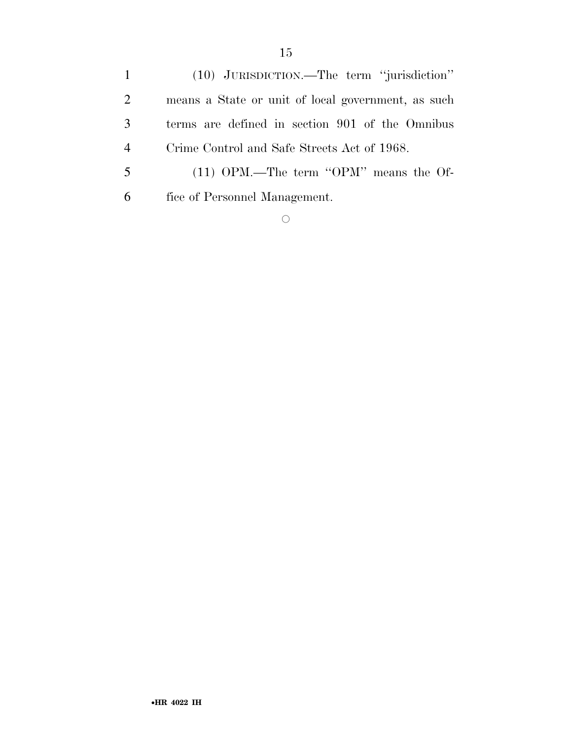(10) JURISDICTION.—The term ''jurisdiction'' means a State or unit of local government, as such terms are defined in section 901 of the Omnibus Crime Control and Safe Streets Act of 1968.

(11) OPM.—The term ''OPM'' means the Office of Personnel Management.

○